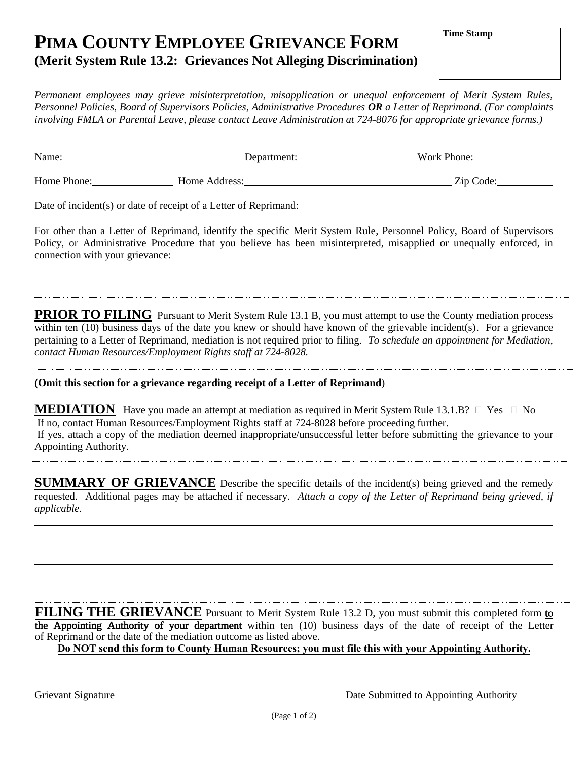# PIMA COUNTY EMPLOYEE GRIEVANCE FORM
## (Merit System Rule 13.2: Grievances Not Alleging Discrimination)

**Time Stamp**

*Permanent employees may grieve misinterpretation, misapplication or unequal enforcement of Merit System Rules, Personnel Policies, Board of Supervisors Policies, Administrative Procedures **OR** a Letter of Reprimand. (For complaints involving FMLA or Parental Leave, please contact Leave Administration at 724-8076 for appropriate grievance forms.)*

Name: \_\_\_\_\_\_\_\_\_\_\_\_\_\_\_\_\_\_\_\_ Department: \_\_\_\_\_\_\_\_\_\_\_\_\_\_\_\_\_\_\_\_ Work Phone: \_\_\_\_\_\_\_\_\_\_\_\_

Home Phone: \_\_\_\_\_\_\_\_\_\_\_\_ Home Address: \_\_\_\_\_\_\_\_\_\_\_\_\_\_\_\_\_\_\_\_\_\_\_\_\_\_\_\_ Zip Code: \_\_\_\_\_\_\_\_

Date of incident(s) or date of receipt of a Letter of Reprimand: \_\_\_\_\_\_\_\_\_\_\_\_\_\_\_\_\_\_\_\_\_\_\_\_\_\_\_\_

For other than a Letter of Reprimand, identify the specific Merit System Rule, Personnel Policy, Board of Supervisors Policy, or Administrative Procedure that you believe has been misinterpreted, misapplied or unequally enforced, in connection with your grievance:

\_\_\_\_\_\_\_\_\_\_\_\_\_\_\_\_\_\_\_\_\_\_\_\_\_\_\_\_\_\_\_\_\_\_\_\_\_\_\_\_\_\_\_\_\_\_\_\_\_\_\_\_\_\_\_\_\_\_\_\_\_\_\_\_\_\_\_\_\_\_

\_\_\_\_\_\_\_\_\_\_\_\_\_\_\_\_\_\_\_\_\_\_\_\_\_\_\_\_\_\_\_\_\_\_\_\_\_\_\_\_\_\_\_\_\_\_\_\_\_\_\_\_\_\_\_\_\_\_\_\_\_\_\_\_\_\_\_\_\_\_

---

**PRIOR TO FILING** Pursuant to Merit System Rule 13.1 B, you must attempt to use the County mediation process within ten (10) business days of the date you knew or should have known of the grievable incident(s). For a grievance pertaining to a Letter of Reprimand, mediation is not required prior to filing. *To schedule an appointment for Mediation, contact Human Resources/Employment Rights staff at 724-8028.*

---

**(Omit this section for a grievance regarding receipt of a Letter of Reprimand)**

**MEDIATION** Have you made an attempt at mediation as required in Merit System Rule 13.1.B? ☐ Yes ☐ No
If no, contact Human Resources/Employment Rights staff at 724-8028 before proceeding further.
If yes, attach a copy of the mediation deemed inappropriate/unsuccessful letter before submitting the grievance to your Appointing Authority.

---

**SUMMARY OF GRIEVANCE** Describe the specific details of the incident(s) being grieved and the remedy requested. Additional pages may be attached if necessary. *Attach a copy of the Letter of Reprimand being grieved, if applicable*.

\_\_\_\_\_\_\_\_\_\_\_\_\_\_\_\_\_\_\_\_\_\_\_\_\_\_\_\_\_\_\_\_\_\_\_\_\_\_\_\_\_\_\_\_\_\_\_\_\_\_\_\_\_\_\_\_\_\_\_\_\_\_\_\_\_\_\_\_\_\_

\_\_\_\_\_\_\_\_\_\_\_\_\_\_\_\_\_\_\_\_\_\_\_\_\_\_\_\_\_\_\_\_\_\_\_\_\_\_\_\_\_\_\_\_\_\_\_\_\_\_\_\_\_\_\_\_\_\_\_\_\_\_\_\_\_\_\_\_\_\_

\_\_\_\_\_\_\_\_\_\_\_\_\_\_\_\_\_\_\_\_\_\_\_\_\_\_\_\_\_\_\_\_\_\_\_\_\_\_\_\_\_\_\_\_\_\_\_\_\_\_\_\_\_\_\_\_\_\_\_\_\_\_\_\_\_\_\_\_\_\_

\_\_\_\_\_\_\_\_\_\_\_\_\_\_\_\_\_\_\_\_\_\_\_\_\_\_\_\_\_\_\_\_\_\_\_\_\_\_\_\_\_\_\_\_\_\_\_\_\_\_\_\_\_\_\_\_\_\_\_\_\_\_\_\_\_\_\_\_\_\_

---

**FILING THE GRIEVANCE** Pursuant to Merit System Rule 13.2 D, you must submit this completed form to the Appointing Authority of your department within ten (10) business days of the date of receipt of the Letter of Reprimand or the date of the mediation outcome as listed above.

**Do NOT send this form to County Human Resources; you must file this with your Appointing Authority.**

\_\_\_\_\_\_\_\_\_\_\_\_\_\_\_\_\_\_\_\_\_\_\_\_\_\_ \_\_\_\_\_\_\_\_\_\_\_\_\_\_\_\_\_\_\_\_\_\_\_\_\_\_

Grievant Signature Date Submitted to Appointing Authority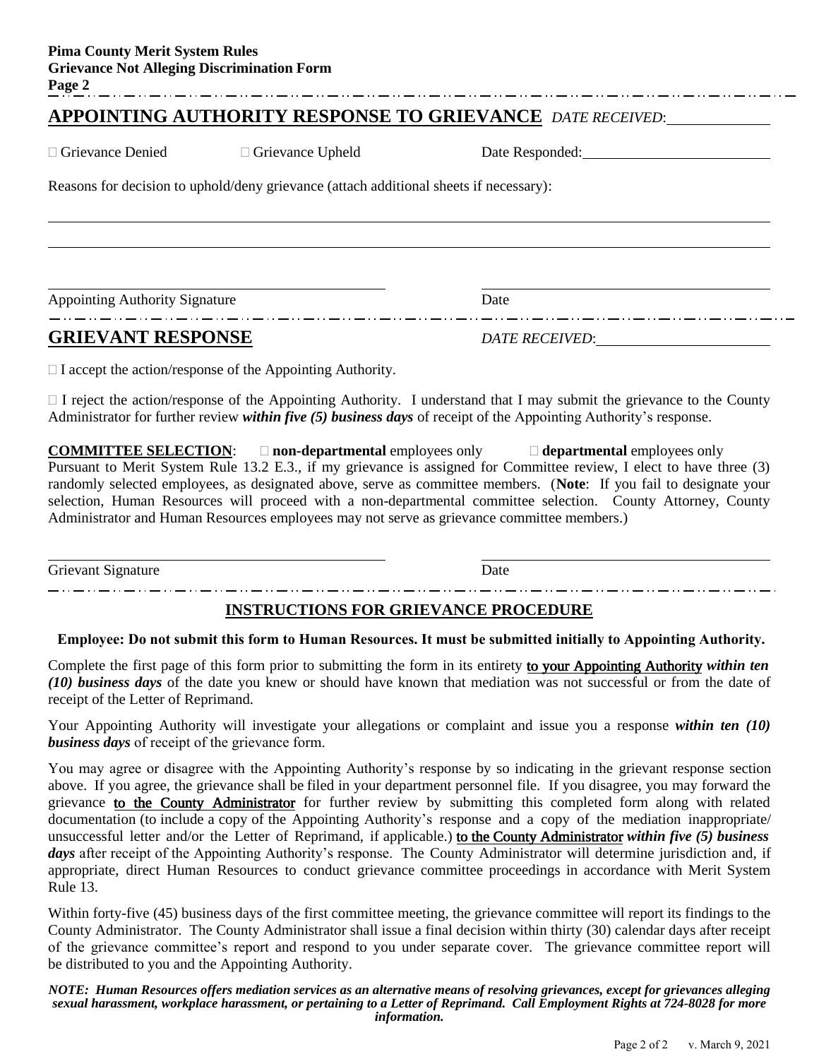## APPOINTING AUTHORITY RESPONSE TO GRIEVANCE *DATE RECEIVED*: ____________

☐ Grievance Denied ☐ Grievance Upheld Date Responded: ____________________

Reasons for decision to uphold/deny grievance (attach additional sheets if necessary):

_______________________________________________________________________________

_______________________________________________________________________________

_______________________________________ _______________________________
Appointing Authority Signature Date

## GRIEVANT RESPONSE *DATE RECEIVED*: ____________________

☐ I accept the action/response of the Appointing Authority.

☐ I reject the action/response of the Appointing Authority. I understand that I may submit the grievance to the County Administrator for further review ***within five (5) business days*** of receipt of the Appointing Authority's response.

**COMMITTEE SELECTION**: ☐ **non-departmental** employees only ☐ **departmental** employees only
Pursuant to Merit System Rule 13.2 E.3., if my grievance is assigned for Committee review, I elect to have three (3) randomly selected employees, as designated above, serve as committee members. (**Note**: If you fail to designate your selection, Human Resources will proceed with a non-departmental committee selection. County Attorney, County Administrator and Human Resources employees may not serve as grievance committee members.)

_______________________________________ _______________________________
Grievant Signature Date

## INSTRUCTIONS FOR GRIEVANCE PROCEDURE

**Employee: Do not submit this form to Human Resources. It must be submitted initially to Appointing Authority.**

Complete the first page of this form prior to submitting the form in its entirety to your Appointing Authority ***within ten (10) business days*** of the date you knew or should have known that mediation was not successful or from the date of receipt of the Letter of Reprimand.

Your Appointing Authority will investigate your allegations or complaint and issue you a response ***within ten (10) business days*** of receipt of the grievance form.

You may agree or disagree with the Appointing Authority's response by so indicating in the grievant response section above. If you agree, the grievance shall be filed in your department personnel file. If you disagree, you may forward the grievance to the County Administrator for further review by submitting this completed form along with related documentation (to include a copy of the Appointing Authority's response and a copy of the mediation inappropriate/ unsuccessful letter and/or the Letter of Reprimand, if applicable.) to the County Administrator ***within five (5) business days*** after receipt of the Appointing Authority's response. The County Administrator will determine jurisdiction and, if appropriate, direct Human Resources to conduct grievance committee proceedings in accordance with Merit System Rule 13.

Within forty-five (45) business days of the first committee meeting, the grievance committee will report its findings to the County Administrator. The County Administrator shall issue a final decision within thirty (30) calendar days after receipt of the grievance committee's report and respond to you under separate cover. The grievance committee report will be distributed to you and the Appointing Authority.

***NOTE: Human Resources offers mediation services as an alternative means of resolving grievances, except for grievances alleging sexual harassment, workplace harassment, or pertaining to a Letter of Reprimand. Call Employment Rights at 724-8028 for more information.***

v. March 9, 2021